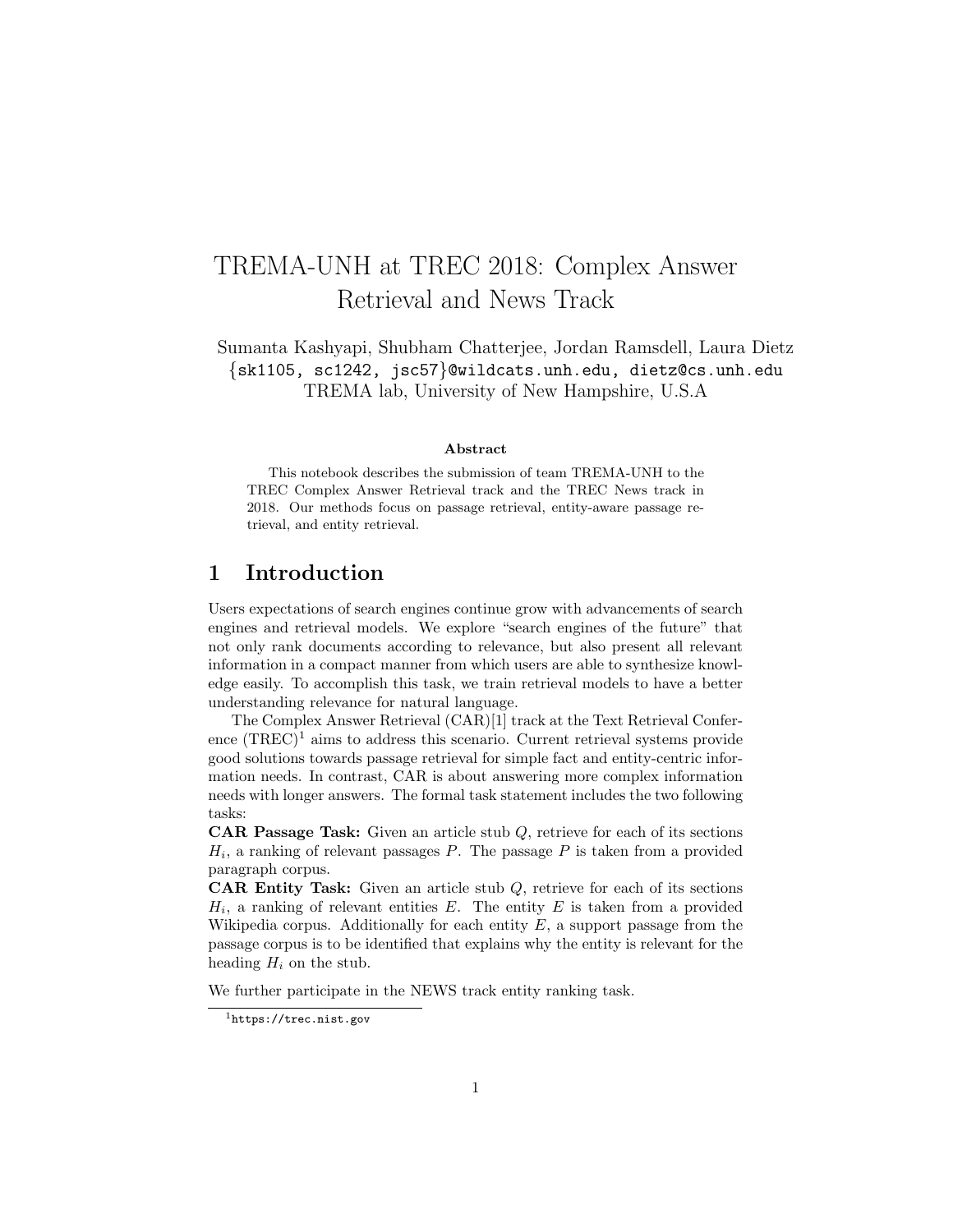# TREMA-UNH at TREC 2018: Complex Answer Retrieval and News Track

Sumanta Kashyapi, Shubham Chatterjee, Jordan Ramsdell, Laura Dietz
{sk1105, sc1242, jsc57}@wildcats.unh.edu, dietz@cs.unh.edu
TREMA lab, University of New Hampshire, U.S.A

### Abstract

This notebook describes the submission of team TREMA-UNH to the TREC Complex Answer Retrieval track and the TREC News track in 2018. Our methods focus on passage retrieval, entity-aware passage retrieval, and entity retrieval.

## 1 Introduction

Users expectations of search engines continue grow with advancements of search engines and retrieval models. We explore "search engines of the future" that not only rank documents according to relevance, but also present all relevant information in a compact manner from which users are able to synthesize knowledge easily. To accomplish this task, we train retrieval models to have a better understanding relevance for natural language.

The Complex Answer Retrieval (CAR)[1] track at the Text Retrieval Conference (TREC)[1] aims to address this scenario. Current retrieval systems provide good solutions towards passage retrieval for simple fact and entity-centric information needs. In contrast, CAR is about answering more complex information needs with longer answers. The formal task statement includes the two following tasks:

**CAR Passage Task:** Given an article stub $Q$, retrieve for each of its sections $H_i$, a ranking of relevant passages $P$. The passage $P$ is taken from a provided paragraph corpus.

**CAR Entity Task:** Given an article stub $Q$, retrieve for each of its sections $H_i$, a ranking of relevant entities $E$. The entity $E$ is taken from a provided Wikipedia corpus. Additionally for each entity $E$, a support passage from the passage corpus is to be identified that explains why the entity is relevant for the heading $H_i$ on the stub.

We further participate in the NEWS track entity ranking task.

[1] https://trec.nist.gov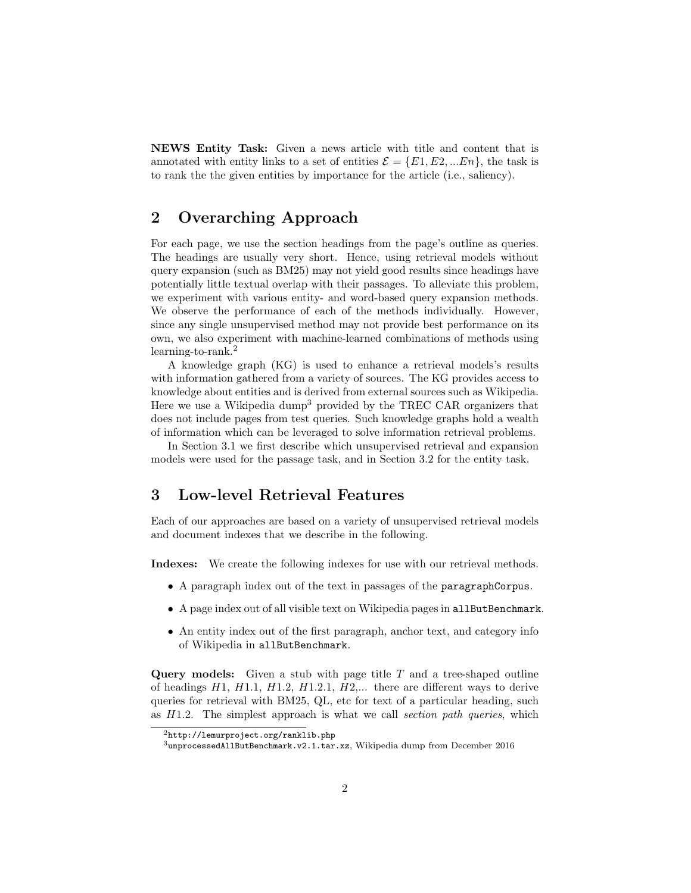**NEWS Entity Task:** Given a news article with title and content that is annotated with entity links to a set of entities $\mathcal{E} = \{E1, E2, ...En\}$, the task is to rank the the given entities by importance for the article (i.e., saliency).

## 2 Overarching Approach

For each page, we use the section headings from the page's outline as queries. The headings are usually very short. Hence, using retrieval models without query expansion (such as BM25) may not yield good results since headings have potentially little textual overlap with their passages. To alleviate this problem, we experiment with various entity- and word-based query expansion methods. We observe the performance of each of the methods individually. However, since any single unsupervised method may not provide best performance on its own, we also experiment with machine-learned combinations of methods using learning-to-rank.[2]

A knowledge graph (KG) is used to enhance a retrieval models's results with information gathered from a variety of sources. The KG provides access to knowledge about entities and is derived from external sources such as Wikipedia. Here we use a Wikipedia dump[3] provided by the TREC CAR organizers that does not include pages from test queries. Such knowledge graphs hold a wealth of information which can be leveraged to solve information retrieval problems.

In Section 3.1 we first describe which unsupervised retrieval and expansion models were used for the passage task, and in Section 3.2 for the entity task.

## 3 Low-level Retrieval Features

Each of our approaches are based on a variety of unsupervised retrieval models and document indexes that we describe in the following.

**Indexes:** We create the following indexes for use with our retrieval methods.

- A paragraph index out of the text in passages of the `paragraphCorpus`.
- A page index out of all visible text on Wikipedia pages in `allButBenchmark`.
- An entity index out of the first paragraph, anchor text, and category info of Wikipedia in `allButBenchmark`.

**Query models:** Given a stub with page title $T$ and a tree-shaped outline of headings $H1$, $H1.1$, $H1.2$, $H1.2.1$, $H2$,... there are different ways to derive queries for retrieval with BM25, QL, etc for text of a particular heading, such as $H1.2$. The simplest approach is what we call *section path queries*, which

[2] `http://lemurproject.org/ranklib.php`

[3] `unprocessedAllButBenchmark.v2.1.tar.xz`, Wikipedia dump from December 2016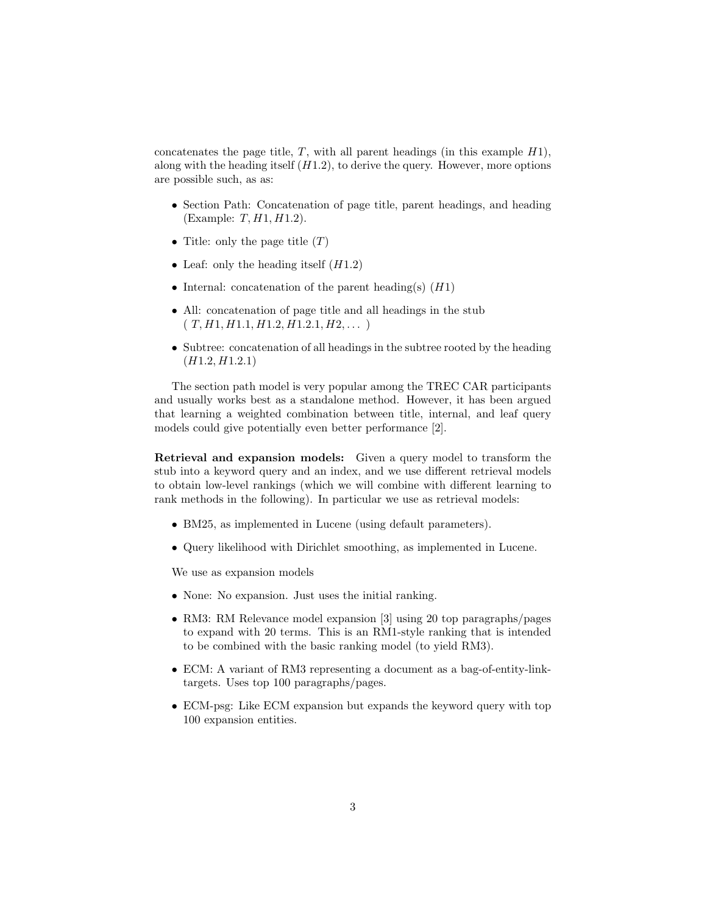concatenates the page title, $T$, with all parent headings (in this example $H1$), along with the heading itself ($H1.2$), to derive the query. However, more options are possible such, as as:

- Section Path: Concatenation of page title, parent headings, and heading (Example: $T, H1, H1.2$).
- Title: only the page title ($T$)
- Leaf: only the heading itself ($H1.2$)
- Internal: concatenation of the parent heading(s) ($H1$)
- All: concatenation of page title and all headings in the stub ( $T, H1, H1.1, H1.2, H1.2.1, H2, \ldots$ )
- Subtree: concatenation of all headings in the subtree rooted by the heading ($H1.2, H1.2.1$)

The section path model is very popular among the TREC CAR participants and usually works best as a standalone method. However, it has been argued that learning a weighted combination between title, internal, and leaf query models could give potentially even better performance [2].

**Retrieval and expansion models:** Given a query model to transform the stub into a keyword query and an index, and we use different retrieval models to obtain low-level rankings (which we will combine with different learning to rank methods in the following). In particular we use as retrieval models:

- BM25, as implemented in Lucene (using default parameters).
- Query likelihood with Dirichlet smoothing, as implemented in Lucene.

We use as expansion models

- None: No expansion. Just uses the initial ranking.
- RM3: RM Relevance model expansion [3] using 20 top paragraphs/pages to expand with 20 terms. This is an RM1-style ranking that is intended to be combined with the basic ranking model (to yield RM3).
- ECM: A variant of RM3 representing a document as a bag-of-entity-link-targets. Uses top 100 paragraphs/pages.
- ECM-psg: Like ECM expansion but expands the keyword query with top 100 expansion entities.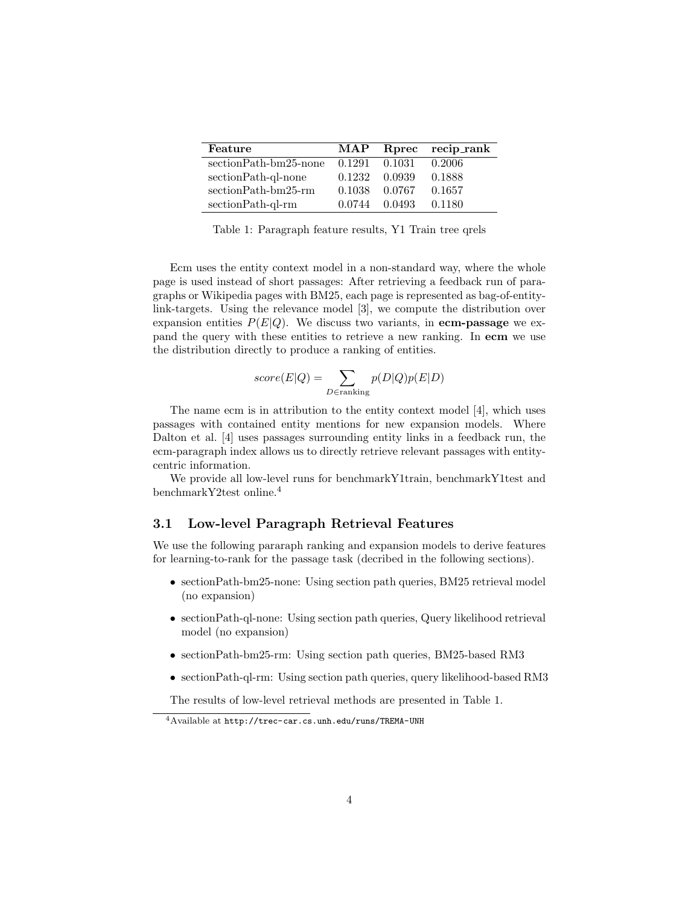| Feature | MAP | Rprec | recip_rank |
|---|---|---|---|
| sectionPath-bm25-none | 0.1291 | 0.1031 | 0.2006 |
| sectionPath-ql-none | 0.1232 | 0.0939 | 0.1888 |
| sectionPath-bm25-rm | 0.1038 | 0.0767 | 0.1657 |
| sectionPath-ql-rm | 0.0744 | 0.0493 | 0.1180 |

Table 1: Paragraph feature results, Y1 Train tree qrels

Ecm uses the entity context model in a non-standard way, where the whole page is used instead of short passages: After retrieving a feedback run of paragraphs or Wikipedia pages with BM25, each page is represented as bag-of-entity-link-targets. Using the relevance model [3], we compute the distribution over expansion entities $P(E|Q)$. We discuss two variants, in **ecm-passage** we expand the query with these entities to retrieve a new ranking. In **ecm** we use the distribution directly to produce a ranking of entities.

$$score(E|Q) = \sum_{D \in \text{ranking}} p(D|Q)p(E|D)$$

The name ecm is in attribution to the entity context model [4], which uses passages with contained entity mentions for new expansion models. Where Dalton et al. [4] uses passages surrounding entity links in a feedback run, the ecm-paragraph index allows us to directly retrieve relevant passages with entity-centric information.

We provide all low-level runs for benchmarkY1train, benchmarkY1test and benchmarkY2test online.[4]

### 3.1 Low-level Paragraph Retrieval Features

We use the following pararaph ranking and expansion models to derive features for learning-to-rank for the passage task (decribed in the following sections).

- sectionPath-bm25-none: Using section path queries, BM25 retrieval model (no expansion)
- sectionPath-ql-none: Using section path queries, Query likelihood retrieval model (no expansion)
- sectionPath-bm25-rm: Using section path queries, BM25-based RM3
- sectionPath-ql-rm: Using section path queries, query likelihood-based RM3

The results of low-level retrieval methods are presented in Table 1.

[4]Available at http://trec-car.cs.unh.edu/runs/TREMA-UNH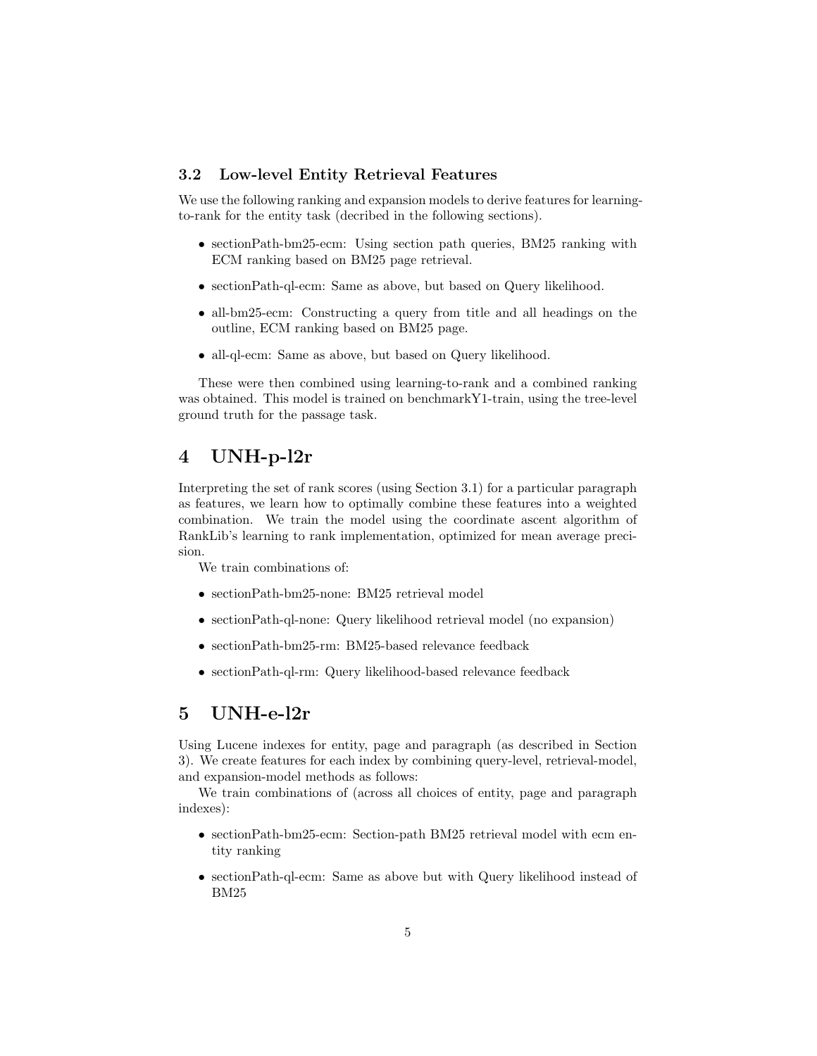### 3.2 Low-level Entity Retrieval Features

We use the following ranking and expansion models to derive features for learning-to-rank for the entity task (decribed in the following sections).

- sectionPath-bm25-ecm: Using section path queries, BM25 ranking with ECM ranking based on BM25 page retrieval.
- sectionPath-ql-ecm: Same as above, but based on Query likelihood.
- all-bm25-ecm: Constructing a query from title and all headings on the outline, ECM ranking based on BM25 page.
- all-ql-ecm: Same as above, but based on Query likelihood.

These were then combined using learning-to-rank and a combined ranking was obtained. This model is trained on benchmarkY1-train, using the tree-level ground truth for the passage task.

# 4 UNH-p-l2r

Interpreting the set of rank scores (using Section 3.1) for a particular paragraph as features, we learn how to optimally combine these features into a weighted combination. We train the model using the coordinate ascent algorithm of RankLib's learning to rank implementation, optimized for mean average precision.

We train combinations of:

- sectionPath-bm25-none: BM25 retrieval model
- sectionPath-ql-none: Query likelihood retrieval model (no expansion)
- sectionPath-bm25-rm: BM25-based relevance feedback
- sectionPath-ql-rm: Query likelihood-based relevance feedback

# 5 UNH-e-l2r

Using Lucene indexes for entity, page and paragraph (as described in Section 3). We create features for each index by combining query-level, retrieval-model, and expansion-model methods as follows:

We train combinations of (across all choices of entity, page and paragraph indexes):

- sectionPath-bm25-ecm: Section-path BM25 retrieval model with ecm entity ranking
- sectionPath-ql-ecm: Same as above but with Query likelihood instead of BM25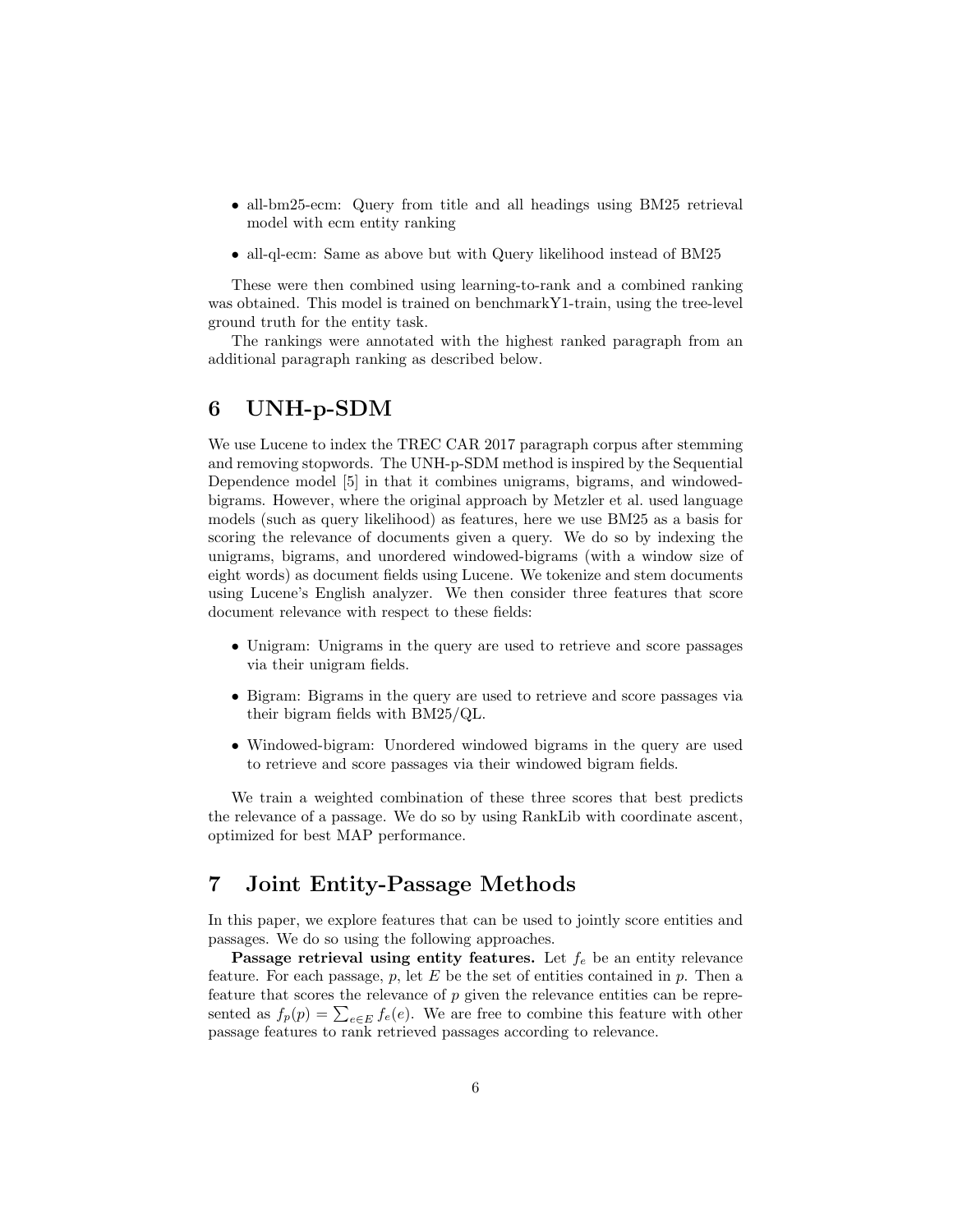- all-bm25-ecm: Query from title and all headings using BM25 retrieval model with ecm entity ranking
- all-ql-ecm: Same as above but with Query likelihood instead of BM25

These were then combined using learning-to-rank and a combined ranking was obtained. This model is trained on benchmarkY1-train, using the tree-level ground truth for the entity task.

The rankings were annotated with the highest ranked paragraph from an additional paragraph ranking as described below.

# 6 UNH-p-SDM

We use Lucene to index the TREC CAR 2017 paragraph corpus after stemming and removing stopwords. The UNH-p-SDM method is inspired by the Sequential Dependence model [5] in that it combines unigrams, bigrams, and windowed-bigrams. However, where the original approach by Metzler et al. used language models (such as query likelihood) as features, here we use BM25 as a basis for scoring the relevance of documents given a query. We do so by indexing the unigrams, bigrams, and unordered windowed-bigrams (with a window size of eight words) as document fields using Lucene. We tokenize and stem documents using Lucene's English analyzer. We then consider three features that score document relevance with respect to these fields:

- Unigram: Unigrams in the query are used to retrieve and score passages via their unigram fields.
- Bigram: Bigrams in the query are used to retrieve and score passages via their bigram fields with BM25/QL.
- Windowed-bigram: Unordered windowed bigrams in the query are used to retrieve and score passages via their windowed bigram fields.

We train a weighted combination of these three scores that best predicts the relevance of a passage. We do so by using RankLib with coordinate ascent, optimized for best MAP performance.

# 7 Joint Entity-Passage Methods

In this paper, we explore features that can be used to jointly score entities and passages. We do so using the following approaches.

**Passage retrieval using entity features.** Let $f_e$ be an entity relevance feature. For each passage, $p$, let $E$ be the set of entities contained in $p$. Then a feature that scores the relevance of $p$ given the relevance entities can be represented as $f_p(p) = \sum_{e \in E} f_e(e)$. We are free to combine this feature with other passage features to rank retrieved passages according to relevance.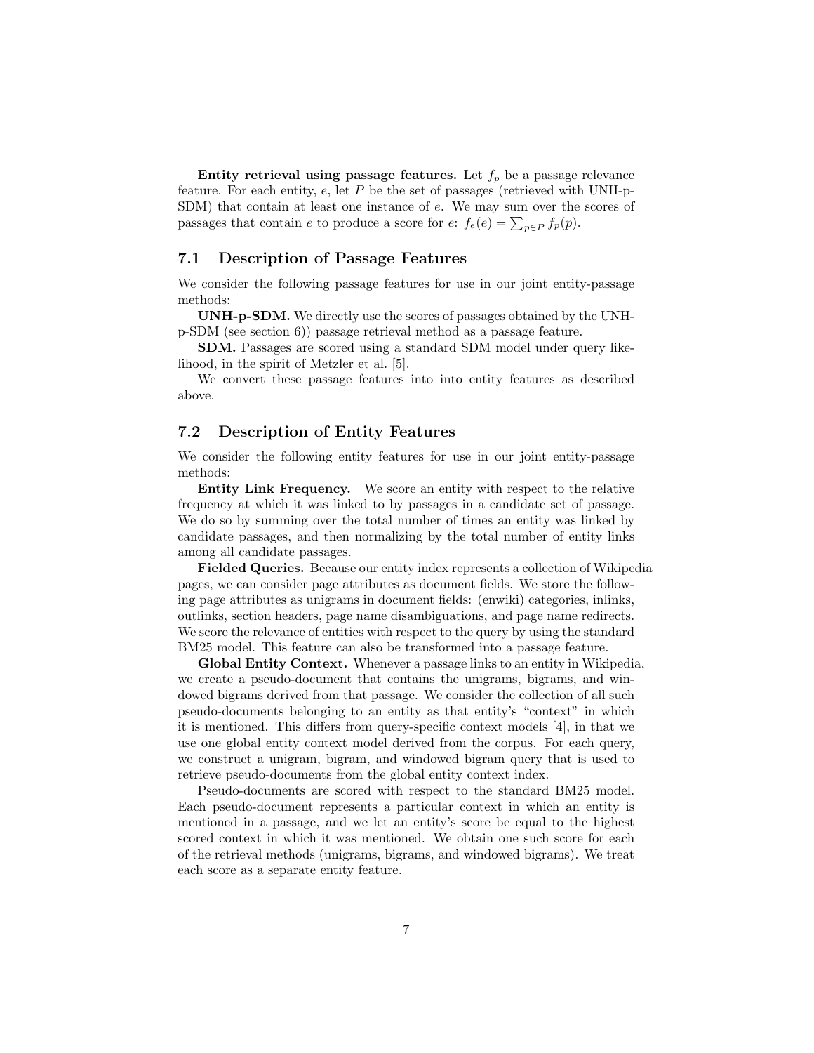**Entity retrieval using passage features.** Let $f_p$ be a passage relevance feature. For each entity, $e$, let $P$ be the set of passages (retrieved with UNH-p-SDM) that contain at least one instance of $e$. We may sum over the scores of passages that contain $e$ to produce a score for $e$: $f_e(e) = \sum_{p \in P} f_p(p)$.

### 7.1 Description of Passage Features

We consider the following passage features for use in our joint entity-passage methods:

**UNH-p-SDM.** We directly use the scores of passages obtained by the UNH-p-SDM (see section 6)) passage retrieval method as a passage feature.

**SDM.** Passages are scored using a standard SDM model under query likelihood, in the spirit of Metzler et al. [5].

We convert these passage features into into entity features as described above.

### 7.2 Description of Entity Features

We consider the following entity features for use in our joint entity-passage methods:

**Entity Link Frequency.** We score an entity with respect to the relative frequency at which it was linked to by passages in a candidate set of passage. We do so by summing over the total number of times an entity was linked by candidate passages, and then normalizing by the total number of entity links among all candidate passages.

**Fielded Queries.** Because our entity index represents a collection of Wikipedia pages, we can consider page attributes as document fields. We store the following page attributes as unigrams in document fields: (enwiki) categories, inlinks, outlinks, section headers, page name disambiguations, and page name redirects. We score the relevance of entities with respect to the query by using the standard BM25 model. This feature can also be transformed into a passage feature.

**Global Entity Context.** Whenever a passage links to an entity in Wikipedia, we create a pseudo-document that contains the unigrams, bigrams, and windowed bigrams derived from that passage. We consider the collection of all such pseudo-documents belonging to an entity as that entity's "context" in which it is mentioned. This differs from query-specific context models [4], in that we use one global entity context model derived from the corpus. For each query, we construct a unigram, bigram, and windowed bigram query that is used to retrieve pseudo-documents from the global entity context index.

Pseudo-documents are scored with respect to the standard BM25 model. Each pseudo-document represents a particular context in which an entity is mentioned in a passage, and we let an entity's score be equal to the highest scored context in which it was mentioned. We obtain one such score for each of the retrieval methods (unigrams, bigrams, and windowed bigrams). We treat each score as a separate entity feature.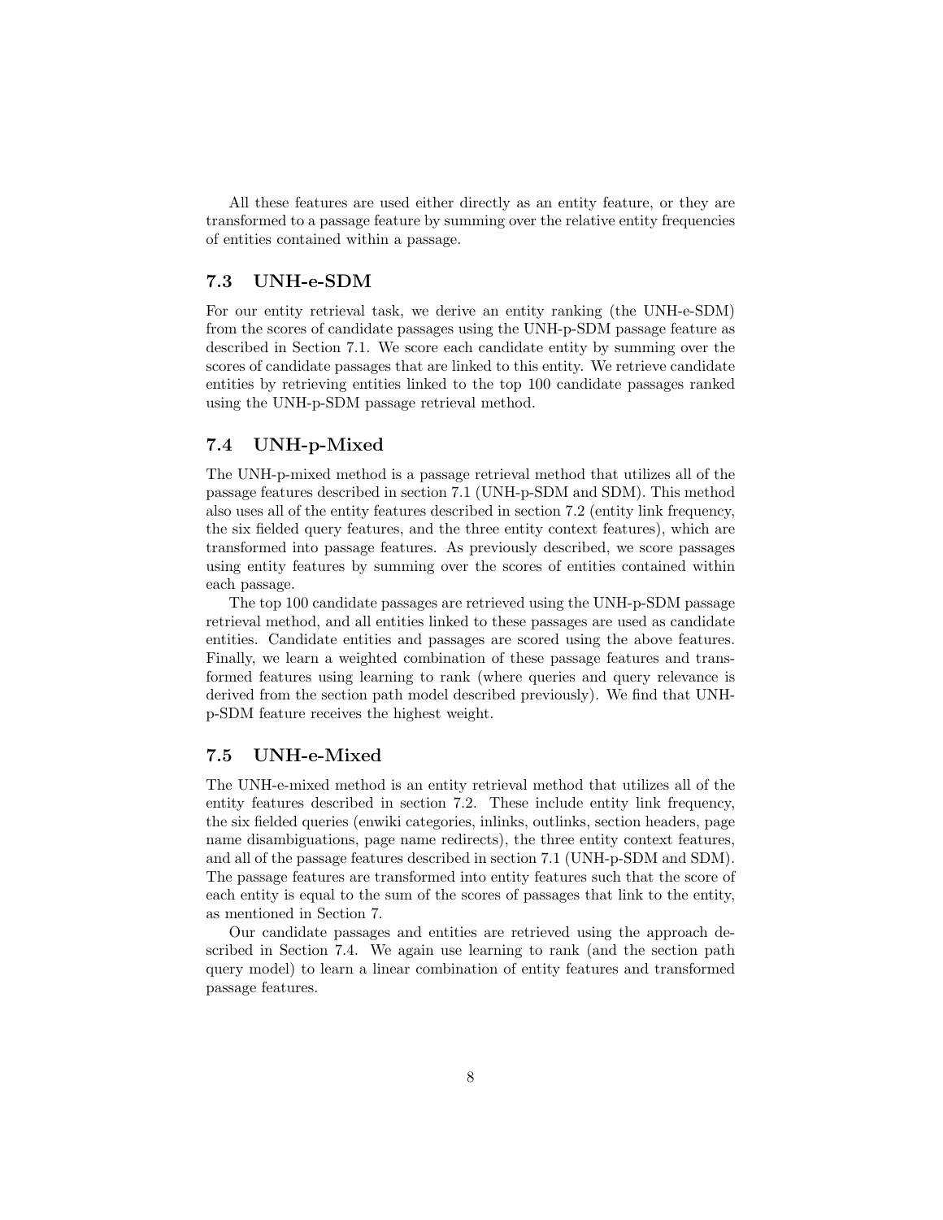All these features are used either directly as an entity feature, or they are transformed to a passage feature by summing over the relative entity frequencies of entities contained within a passage.

### 7.3 UNH-e-SDM

For our entity retrieval task, we derive an entity ranking (the UNH-e-SDM) from the scores of candidate passages using the UNH-p-SDM passage feature as described in Section 7.1. We score each candidate entity by summing over the scores of candidate passages that are linked to this entity. We retrieve candidate entities by retrieving entities linked to the top 100 candidate passages ranked using the UNH-p-SDM passage retrieval method.

### 7.4 UNH-p-Mixed

The UNH-p-mixed method is a passage retrieval method that utilizes all of the passage features described in section 7.1 (UNH-p-SDM and SDM). This method also uses all of the entity features described in section 7.2 (entity link frequency, the six fielded query features, and the three entity context features), which are transformed into passage features. As previously described, we score passages using entity features by summing over the scores of entities contained within each passage.

The top 100 candidate passages are retrieved using the UNH-p-SDM passage retrieval method, and all entities linked to these passages are used as candidate entities. Candidate entities and passages are scored using the above features. Finally, we learn a weighted combination of these passage features and transformed features using learning to rank (where queries and query relevance is derived from the section path model described previously). We find that UNH-p-SDM feature receives the highest weight.

### 7.5 UNH-e-Mixed

The UNH-e-mixed method is an entity retrieval method that utilizes all of the entity features described in section 7.2. These include entity link frequency, the six fielded queries (enwiki categories, inlinks, outlinks, section headers, page name disambiguations, page name redirects), the three entity context features, and all of the passage features described in section 7.1 (UNH-p-SDM and SDM). The passage features are transformed into entity features such that the score of each entity is equal to the sum of the scores of passages that link to the entity, as mentioned in Section 7.

Our candidate passages and entities are retrieved using the approach described in Section 7.4. We again use learning to rank (and the section path query model) to learn a linear combination of entity features and transformed passage features.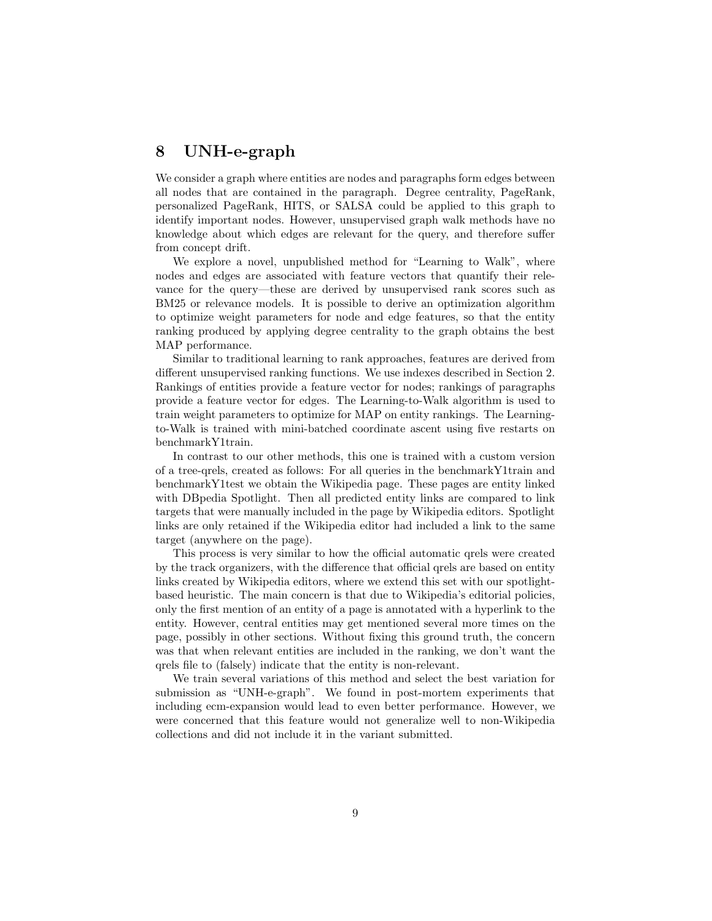# 8 UNH-e-graph

We consider a graph where entities are nodes and paragraphs form edges between all nodes that are contained in the paragraph. Degree centrality, PageRank, personalized PageRank, HITS, or SALSA could be applied to this graph to identify important nodes. However, unsupervised graph walk methods have no knowledge about which edges are relevant for the query, and therefore suffer from concept drift.

We explore a novel, unpublished method for "Learning to Walk", where nodes and edges are associated with feature vectors that quantify their relevance for the query—these are derived by unsupervised rank scores such as BM25 or relevance models. It is possible to derive an optimization algorithm to optimize weight parameters for node and edge features, so that the entity ranking produced by applying degree centrality to the graph obtains the best MAP performance.

Similar to traditional learning to rank approaches, features are derived from different unsupervised ranking functions. We use indexes described in Section 2. Rankings of entities provide a feature vector for nodes; rankings of paragraphs provide a feature vector for edges. The Learning-to-Walk algorithm is used to train weight parameters to optimize for MAP on entity rankings. The Learning-to-Walk is trained with mini-batched coordinate ascent using five restarts on benchmarkY1train.

In contrast to our other methods, this one is trained with a custom version of a tree-qrels, created as follows: For all queries in the benchmarkY1train and benchmarkY1test we obtain the Wikipedia page. These pages are entity linked with DBpedia Spotlight. Then all predicted entity links are compared to link targets that were manually included in the page by Wikipedia editors. Spotlight links are only retained if the Wikipedia editor had included a link to the same target (anywhere on the page).

This process is very similar to how the official automatic qrels were created by the track organizers, with the difference that official qrels are based on entity links created by Wikipedia editors, where we extend this set with our spotlight-based heuristic. The main concern is that due to Wikipedia's editorial policies, only the first mention of an entity of a page is annotated with a hyperlink to the entity. However, central entities may get mentioned several more times on the page, possibly in other sections. Without fixing this ground truth, the concern was that when relevant entities are included in the ranking, we don't want the qrels file to (falsely) indicate that the entity is non-relevant.

We train several variations of this method and select the best variation for submission as "UNH-e-graph". We found in post-mortem experiments that including ecm-expansion would lead to even better performance. However, we were concerned that this feature would not generalize well to non-Wikipedia collections and did not include it in the variant submitted.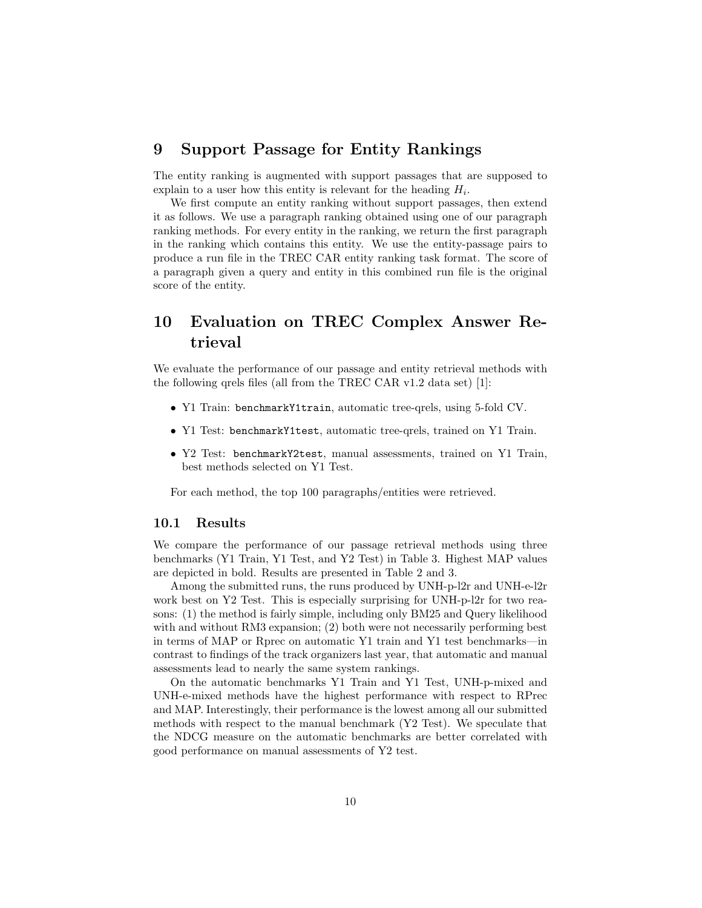## 9 Support Passage for Entity Rankings

The entity ranking is augmented with support passages that are supposed to explain to a user how this entity is relevant for the heading $H_i$.

We first compute an entity ranking without support passages, then extend it as follows. We use a paragraph ranking obtained using one of our paragraph ranking methods. For every entity in the ranking, we return the first paragraph in the ranking which contains this entity. We use the entity-passage pairs to produce a run file in the TREC CAR entity ranking task format. The score of a paragraph given a query and entity in this combined run file is the original score of the entity.

## 10 Evaluation on TREC Complex Answer Retrieval

We evaluate the performance of our passage and entity retrieval methods with the following qrels files (all from the TREC CAR v1.2 data set) [1]:

- Y1 Train: `benchmarkY1train`, automatic tree-qrels, using 5-fold CV.
- Y1 Test: `benchmarkY1test`, automatic tree-qrels, trained on Y1 Train.
- Y2 Test: `benchmarkY2test`, manual assessments, trained on Y1 Train, best methods selected on Y1 Test.

For each method, the top 100 paragraphs/entities were retrieved.

### 10.1 Results

We compare the performance of our passage retrieval methods using three benchmarks (Y1 Train, Y1 Test, and Y2 Test) in Table 3. Highest MAP values are depicted in bold. Results are presented in Table 2 and 3.

Among the submitted runs, the runs produced by UNH-p-l2r and UNH-e-l2r work best on Y2 Test. This is especially surprising for UNH-p-l2r for two reasons: (1) the method is fairly simple, including only BM25 and Query likelihood with and without RM3 expansion; (2) both were not necessarily performing best in terms of MAP or Rprec on automatic Y1 train and Y1 test benchmarks—in contrast to findings of the track organizers last year, that automatic and manual assessments lead to nearly the same system rankings.

On the automatic benchmarks Y1 Train and Y1 Test, UNH-p-mixed and UNH-e-mixed methods have the highest performance with respect to RPrec and MAP. Interestingly, their performance is the lowest among all our submitted methods with respect to the manual benchmark (Y2 Test). We speculate that the NDCG measure on the automatic benchmarks are better correlated with good performance on manual assessments of Y2 test.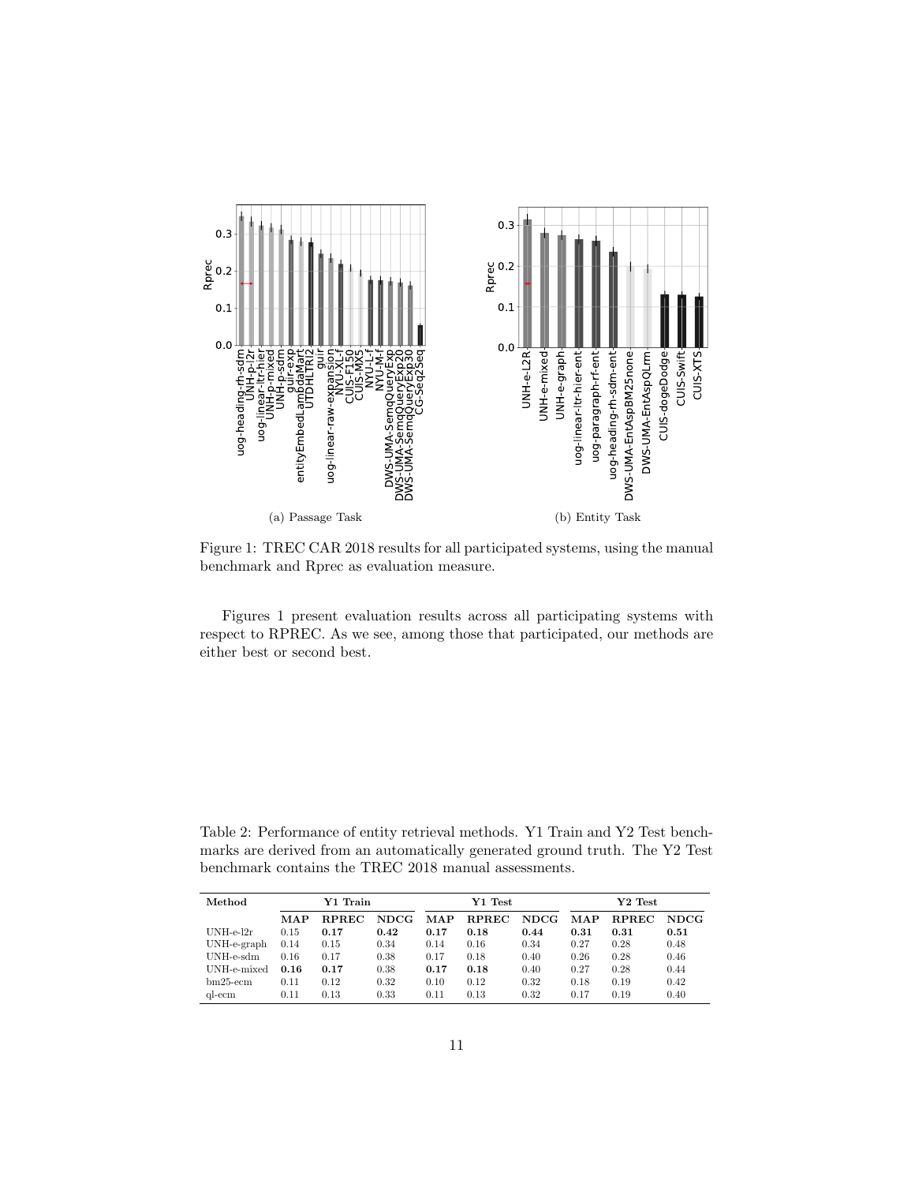Figure 1: TREC CAR 2018 results for all participated systems, using the manual benchmark and Rprec as evaluation measure.

(a) Passage Task

(b) Entity Task

Figures 1 present evaluation results across all participating systems with respect to RPREC. As we see, among those that participated, our methods are either best or second best.

Table 2: Performance of entity retrieval methods. Y1 Train and Y2 Test benchmarks are derived from an automatically generated ground truth. The Y2 Test benchmark contains the TREC 2018 manual assessments.

| **Method** | **Y1 Train** | | | **Y1 Test** | | | **Y2 Test** | | |
|---|---|---|---|---|---|---|---|---|---|
| | **MAP** | **RPREC** | **NDCG** | **MAP** | **RPREC** | **NDCG** | **MAP** | **RPREC** | **NDCG** |
| UNH-e-l2r | 0.15 | **0.17** | **0.42** | **0.17** | **0.18** | **0.44** | **0.31** | **0.31** | **0.51** |
| UNH-e-graph | 0.14 | 0.15 | 0.34 | 0.14 | 0.16 | 0.34 | 0.27 | 0.28 | 0.48 |
| UNH-e-sdm | 0.16 | 0.17 | 0.38 | 0.17 | 0.18 | 0.40 | 0.26 | 0.28 | 0.46 |
| UNH-e-mixed | **0.16** | **0.17** | 0.38 | **0.17** | **0.18** | 0.40 | 0.27 | 0.28 | 0.44 |
| bm25-ecm | 0.11 | 0.12 | 0.32 | 0.10 | 0.12 | 0.32 | 0.18 | 0.19 | 0.42 |
| ql-ecm | 0.11 | 0.13 | 0.33 | 0.11 | 0.13 | 0.32 | 0.17 | 0.19 | 0.40 |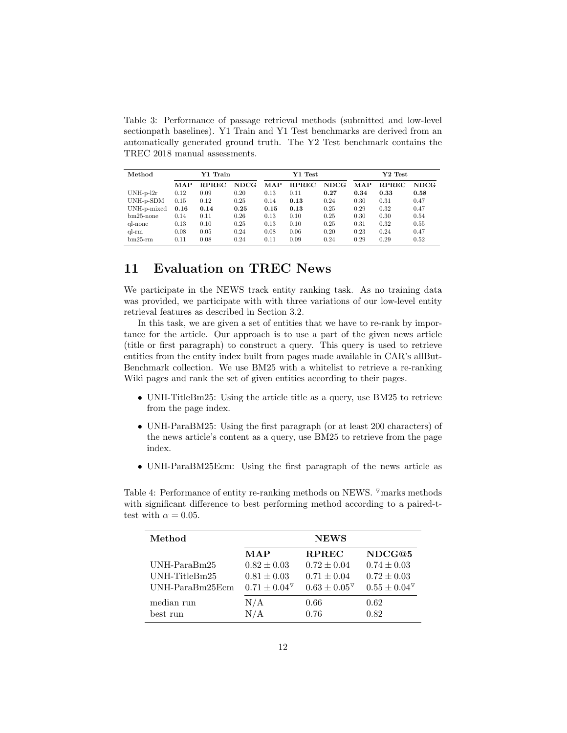Table 3: Performance of passage retrieval methods (submitted and low-level sectionpath baselines). Y1 Train and Y1 Test benchmarks are derived from an automatically generated ground truth. The Y2 Test benchmark contains the TREC 2018 manual assessments.

| Method | Y1 Train | | | Y1 Test | | | Y2 Test | | |
|---|---|---|---|---|---|---|---|---|---|
| | **MAP** | **RPREC** | **NDCG** | **MAP** | **RPREC** | **NDCG** | **MAP** | **RPREC** | **NDCG** |
| UNH-p-l2r | 0.12 | 0.09 | 0.20 | 0.13 | 0.11 | **0.27** | **0.34** | **0.33** | **0.58** |
| UNH-p-SDM | 0.15 | 0.12 | 0.25 | 0.14 | **0.13** | 0.24 | 0.30 | 0.31 | 0.47 |
| UNH-p-mixed | **0.16** | **0.14** | **0.25** | **0.15** | **0.13** | 0.25 | 0.29 | 0.32 | 0.47 |
| bm25-none | 0.14 | 0.11 | 0.26 | 0.13 | 0.10 | 0.25 | 0.30 | 0.30 | 0.54 |
| ql-none | 0.13 | 0.10 | 0.25 | 0.13 | 0.10 | 0.25 | 0.31 | 0.32 | 0.55 |
| ql-rm | 0.08 | 0.05 | 0.24 | 0.08 | 0.06 | 0.20 | 0.23 | 0.24 | 0.47 |
| bm25-rm | 0.11 | 0.08 | 0.24 | 0.11 | 0.09 | 0.24 | 0.29 | 0.29 | 0.52 |

## 11 Evaluation on TREC News

We participate in the NEWS track entity ranking task. As no training data was provided, we participate with with three variations of our low-level entity retrieval features as described in Section 3.2.

In this task, we are given a set of entities that we have to re-rank by importance for the article. Our approach is to use a part of the given news article (title or first paragraph) to construct a query. This query is used to retrieve entities from the entity index built from pages made available in CAR's allBut-Benchmark collection. We use BM25 with a whitelist to retrieve a re-ranking Wiki pages and rank the set of given entities according to their pages.

- UNH-TitleBm25: Using the article title as a query, use BM25 to retrieve from the page index.
- UNH-ParaBM25: Using the first paragraph (or at least 200 characters) of the news article's content as a query, use BM25 to retrieve from the page index.
- UNH-ParaBM25Ecm: Using the first paragraph of the news article as

Table 4: Performance of entity re-ranking methods on NEWS. $^\triangledown$marks methods with significant difference to best performing method according to a paired-t-test with $\alpha = 0.05$.

| Method | NEWS | | |
|---|---|---|---|
| | **MAP** | **RPREC** | **NDCG@5** |
| UNH-ParaBm25 | $0.82 \pm 0.03$ | $0.72 \pm 0.04$ | $0.74 \pm 0.03$ |
| UNH-TitleBm25 | $0.81 \pm 0.03$ | $0.71 \pm 0.04$ | $0.72 \pm 0.03$ |
| UNH-ParaBm25Ecm | $0.71 \pm 0.04^\triangledown$ | $0.63 \pm 0.05^\triangledown$ | $0.55 \pm 0.04^\triangledown$ |
| median run | N/A | 0.66 | 0.62 |
| best run | N/A | 0.76 | 0.82 |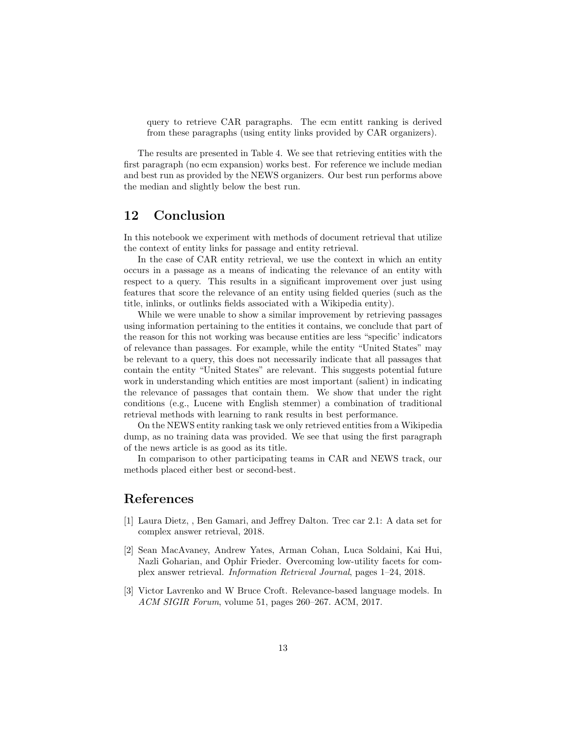query to retrieve CAR paragraphs. The ecm entitt ranking is derived from these paragraphs (using entity links provided by CAR organizers).

The results are presented in Table 4. We see that retrieving entities with the first paragraph (no ecm expansion) works best. For reference we include median and best run as provided by the NEWS organizers. Our best run performs above the median and slightly below the best run.

## 12 Conclusion

In this notebook we experiment with methods of document retrieval that utilize the context of entity links for passage and entity retrieval.

In the case of CAR entity retrieval, we use the context in which an entity occurs in a passage as a means of indicating the relevance of an entity with respect to a query. This results in a significant improvement over just using features that score the relevance of an entity using fielded queries (such as the title, inlinks, or outlinks fields associated with a Wikipedia entity).

While we were unable to show a similar improvement by retrieving passages using information pertaining to the entities it contains, we conclude that part of the reason for this not working was because entities are less "specific' indicators of relevance than passages. For example, while the entity "United States" may be relevant to a query, this does not necessarily indicate that all passages that contain the entity "United States" are relevant. This suggests potential future work in understanding which entities are most important (salient) in indicating the relevance of passages that contain them. We show that under the right conditions (e.g., Lucene with English stemmer) a combination of traditional retrieval methods with learning to rank results in best performance.

On the NEWS entity ranking task we only retrieved entities from a Wikipedia dump, as no training data was provided. We see that using the first paragraph of the news article is as good as its title.

In comparison to other participating teams in CAR and NEWS track, our methods placed either best or second-best.

## References

[1] Laura Dietz, , Ben Gamari, and Jeffrey Dalton. Trec car 2.1: A data set for complex answer retrieval, 2018.

[2] Sean MacAvaney, Andrew Yates, Arman Cohan, Luca Soldaini, Kai Hui, Nazli Goharian, and Ophir Frieder. Overcoming low-utility facets for complex answer retrieval. *Information Retrieval Journal*, pages 1–24, 2018.

[3] Victor Lavrenko and W Bruce Croft. Relevance-based language models. In *ACM SIGIR Forum*, volume 51, pages 260–267. ACM, 2017.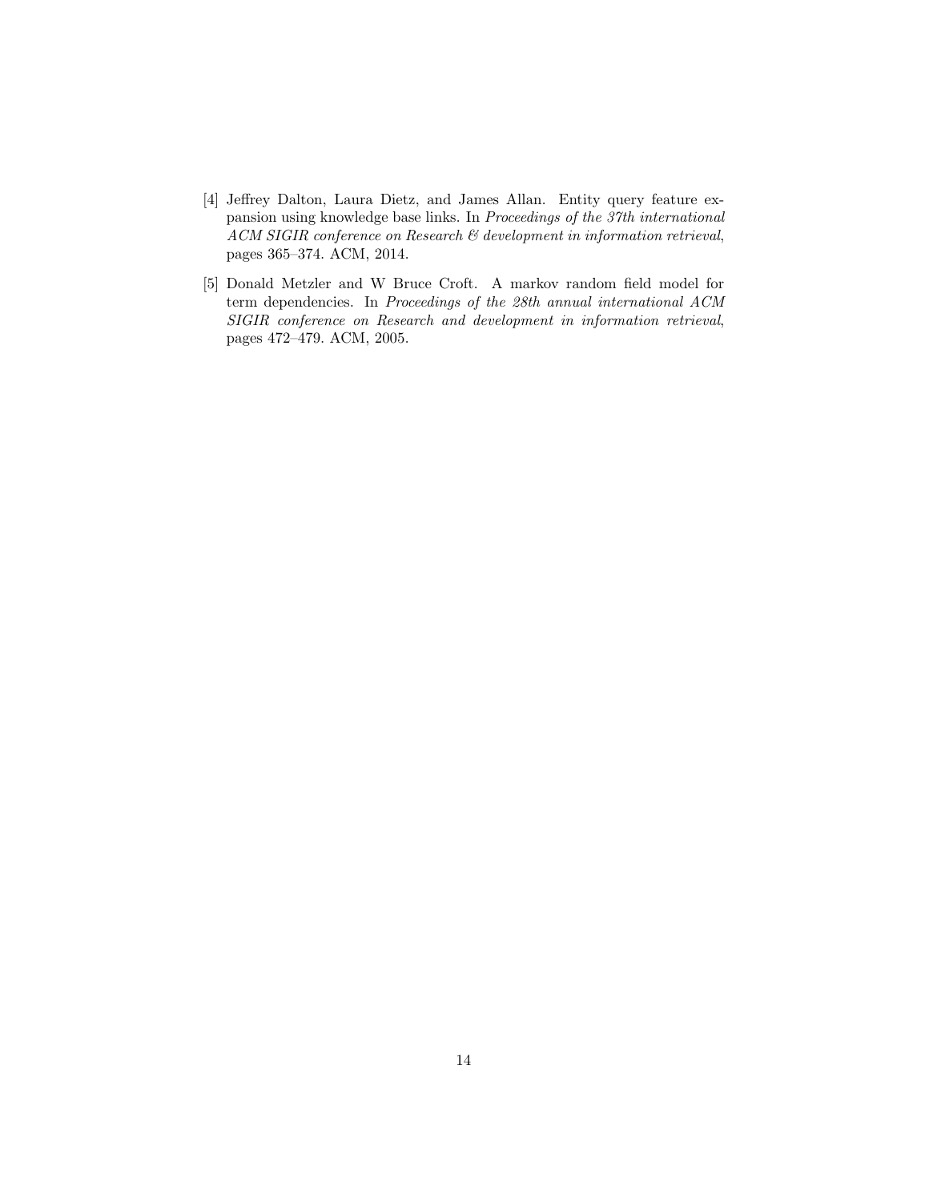[4] Jeffrey Dalton, Laura Dietz, and James Allan. Entity query feature expansion using knowledge base links. In *Proceedings of the 37th international ACM SIGIR conference on Research & development in information retrieval*, pages 365–374. ACM, 2014.

[5] Donald Metzler and W Bruce Croft. A markov random field model for term dependencies. In *Proceedings of the 28th annual international ACM SIGIR conference on Research and development in information retrieval*, pages 472–479. ACM, 2005.